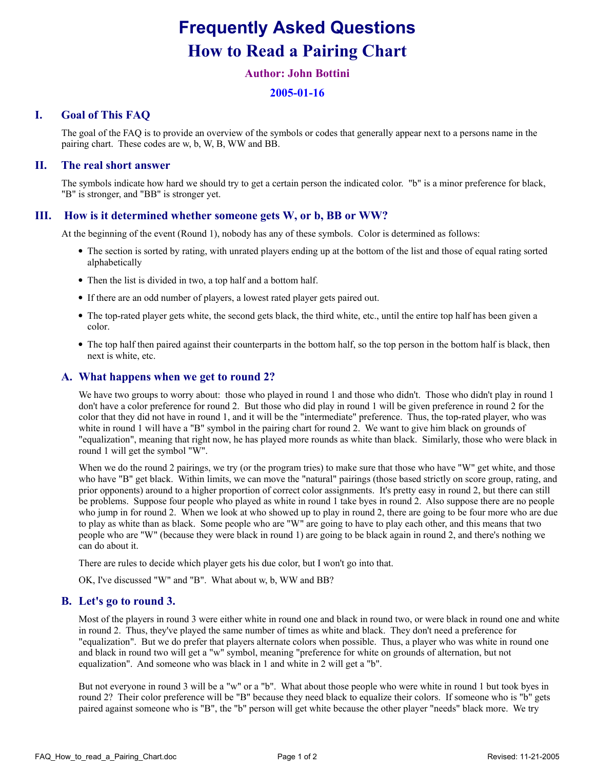# Frequently Asked Questions

# How to Read a Pairing Chart

**Author: John Bottini**

**2005-01-16**

## I. Goal of This FAQ

The goal of the FAQ is to provide an overview of the symbols or codes that generally appear next to a persons name in the pairing chart. These codes are w, b, W, B, WW and BB.

## II. The real short answer

The symbols indicate how hard we should try to get a certain person the indicated color. "b" is a minor preference for black, "B" is stronger, and "BB" is stronger yet.

## III. How is it determined whether someone gets W, or b, BB or WW?

At the beginning of the event (Round 1), nobody has any of these symbols. Color is determined as follows:

- The section is sorted by rating, with unrated players ending up at the bottom of the list and those of equal rating sorted alphabetically
- Then the list is divided in two, a top half and a bottom half.
- If there are an odd number of players, a lowest rated player gets paired out.
- The top-rated player gets white, the second gets black, the third white, etc., until the entire top half has been given a color.
- The top half then paired against their counterparts in the bottom half, so the top person in the bottom half is black, then next is white, etc.

### A. What happens when we get to round 2?

We have two groups to worry about: those who played in round 1 and those who didn't. Those who didn't play in round 1 don't have a color preference for round 2. But those who did play in round 1 will be given preference in round 2 for the color that they did not have in round 1, and it will be the "intermediate" preference. Thus, the top-rated player, who was white in round 1 will have a "B" symbol in the pairing chart for round 2. We want to give him black on grounds of "equalization", meaning that right now, he has played more rounds as white than black. Similarly, those who were black in round 1 will get the symbol "W".

When we do the round 2 pairings, we try (or the program tries) to make sure that those who have "W" get white, and those who have "B" get black. Within limits, we can move the "natural" pairings (those based strictly on score group, rating, and prior opponents) around to a higher proportion of correct color assignments. It's pretty easy in round 2, but there can still be problems. Suppose four people who played as white in round 1 take byes in round 2. Also suppose there are no people who jump in for round 2. When we look at who showed up to play in round 2, there are going to be four more who are due to play as white than as black. Some people who are "W" are going to have to play each other, and this means that two people who are "W" (because they were black in round 1) are going to be black again in round 2, and there's nothing we can do about it.

There are rules to decide which player gets his due color, but I won't go into that.

OK, I've discussed "W" and "B". What about w, b, WW and BB?

### B. Let's go to round 3.

Most of the players in round 3 were either white in round one and black in round two, or were black in round one and white in round 2. Thus, they've played the same number of times as white and black. They don't need a preference for "equalization". But we do prefer that players alternate colors when possible. Thus, a player who was white in round one and black in round two will get a "w" symbol, meaning "preference for white on grounds of alternation, but not equalization". And someone who was black in 1 and white in 2 will get a "b".

But not everyone in round 3 will be a "w" or a "b". What about those people who were white in round 1 but took byes in round 2? Their color preference will be "B" because they need black to equalize their colors. If someone who is "b" gets paired against someone who is "B", the "b" person will get white because the other player "needs" black more. We try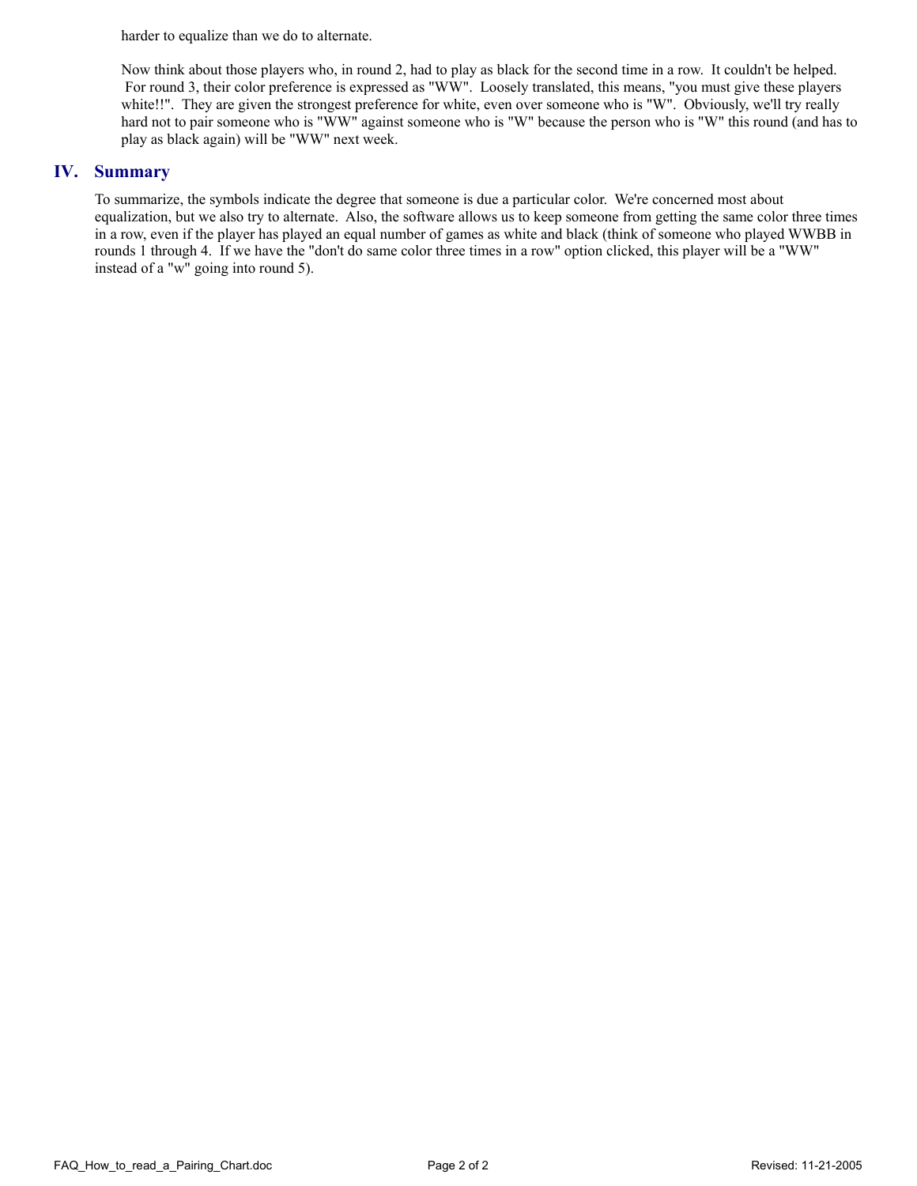harder to equalize than we do to alternate.

Now think about those players who, in round 2, had to play as black for the second time in a row. It couldn't be helped. For round 3, their color preference is expressed as "WW". Loosely translated, this means, "you must give these players white!!". They are given the strongest preference for white, even over someone who is "W". Obviously, we'll try really hard not to pair someone who is "WW" against someone who is "W" because the person who is "W" this round (and has to play as black again) will be "WW" next week.

## IV. Summary

To summarize, the symbols indicate the degree that someone is due a particular color. We're concerned most about equalization, but we also try to alternate. Also, the software allows us to keep someone from getting the same color three times in a row, even if the player has played an equal number of games as white and black (think of someone who played WWBB in rounds 1 through 4. If we have the "don't do same color three times in a row" option clicked, this player will be a "WW" instead of a "w" going into round 5).